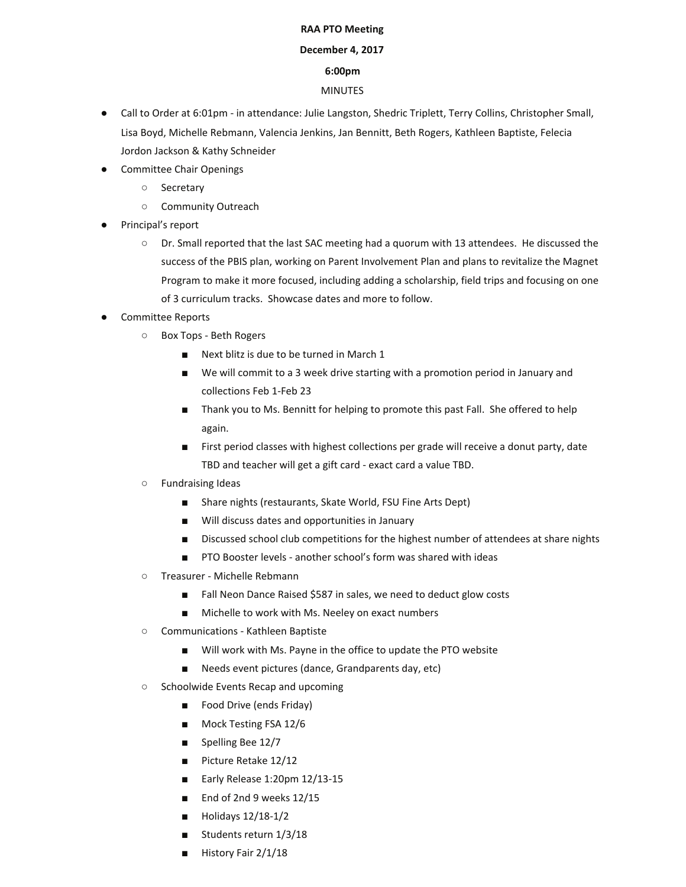**RAA PTO Meeting**

**December 4, 2017**

**6:00pm**

MINUTES

- Call to Order at 6:01pm - in attendance: Julie Langston, Shedric Triplett, Terry Collins, Christopher Small, Lisa Boyd, Michelle Rebmann, Valencia Jenkins, Jan Bennitt, Beth Rogers, Kathleen Baptiste, Felecia Jordon Jackson & Kathy Schneider
- Committee Chair Openings
  - Secretary
  - Community Outreach
- Principal's report
  - Dr. Small reported that the last SAC meeting had a quorum with 13 attendees. He discussed the success of the PBIS plan, working on Parent Involvement Plan and plans to revitalize the Magnet Program to make it more focused, including adding a scholarship, field trips and focusing on one of 3 curriculum tracks. Showcase dates and more to follow.
- Committee Reports
  - Box Tops - Beth Rogers
    - Next blitz is due to be turned in March 1
    - We will commit to a 3 week drive starting with a promotion period in January and collections Feb 1-Feb 23
    - Thank you to Ms. Bennitt for helping to promote this past Fall. She offered to help again.
    - First period classes with highest collections per grade will receive a donut party, date TBD and teacher will get a gift card - exact card a value TBD.
  - Fundraising Ideas
    - Share nights (restaurants, Skate World, FSU Fine Arts Dept)
    - Will discuss dates and opportunities in January
    - Discussed school club competitions for the highest number of attendees at share nights
    - PTO Booster levels - another school's form was shared with ideas
  - Treasurer - Michelle Rebmann
    - Fall Neon Dance Raised $587 in sales, we need to deduct glow costs
    - Michelle to work with Ms. Neeley on exact numbers
  - Communications - Kathleen Baptiste
    - Will work with Ms. Payne in the office to update the PTO website
    - Needs event pictures (dance, Grandparents day, etc)
  - Schoolwide Events Recap and upcoming
    - Food Drive (ends Friday)
    - Mock Testing FSA 12/6
    - Spelling Bee 12/7
    - Picture Retake 12/12
    - Early Release 1:20pm 12/13-15
    - End of 2nd 9 weeks 12/15
    - Holidays 12/18-1/2
    - Students return 1/3/18
    - History Fair 2/1/18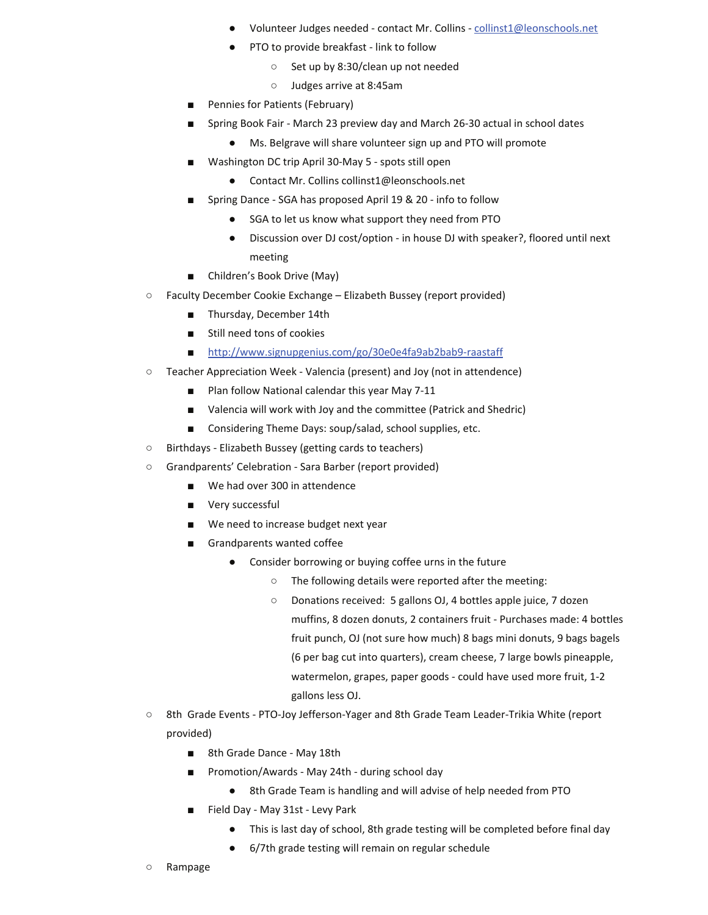- Volunteer Judges needed - contact Mr. Collins - collinst1@leonschools.net
            - PTO to provide breakfast - link to follow
                - Set up by 8:30/clean up not needed
                - Judges arrive at 8:45am
        - Pennies for Patients (February)
        - Spring Book Fair - March 23 preview day and March 26-30 actual in school dates
            - Ms. Belgrave will share volunteer sign up and PTO will promote
        - Washington DC trip April 30-May 5 - spots still open
            - Contact Mr. Collins collinst1@leonschools.net
        - Spring Dance - SGA has proposed April 19 & 20 - info to follow
            - SGA to let us know what support they need from PTO
            - Discussion over DJ cost/option - in house DJ with speaker?, floored until next meeting
        - Children's Book Drive (May)
    - Faculty December Cookie Exchange – Elizabeth Bussey (report provided)
        - Thursday, December 14th
        - Still need tons of cookies
        - http://www.signupgenius.com/go/30e0e4fa9ab2bab9-raastaff
    - Teacher Appreciation Week - Valencia (present) and Joy (not in attendence)
        - Plan follow National calendar this year May 7-11
        - Valencia will work with Joy and the committee (Patrick and Shedric)
        - Considering Theme Days: soup/salad, school supplies, etc.
    - Birthdays - Elizabeth Bussey (getting cards to teachers)
    - Grandparents' Celebration - Sara Barber (report provided)
        - We had over 300 in attendence
        - Very successful
        - We need to increase budget next year
        - Grandparents wanted coffee
            - Consider borrowing or buying coffee urns in the future
                - The following details were reported after the meeting:
                - Donations received: 5 gallons OJ, 4 bottles apple juice, 7 dozen muffins, 8 dozen donuts, 2 containers fruit - Purchases made: 4 bottles fruit punch, OJ (not sure how much) 8 bags mini donuts, 9 bags bagels (6 per bag cut into quarters), cream cheese, 7 large bowls pineapple, watermelon, grapes, paper goods - could have used more fruit, 1-2 gallons less OJ.
    - 8th Grade Events - PTO-Joy Jefferson-Yager and 8th Grade Team Leader-Trikia White (report provided)
        - 8th Grade Dance - May 18th
        - Promotion/Awards - May 24th - during school day
            - 8th Grade Team is handling and will advise of help needed from PTO
        - Field Day - May 31st - Levy Park
            - This is last day of school, 8th grade testing will be completed before final day
            - 6/7th grade testing will remain on regular schedule
    - Rampage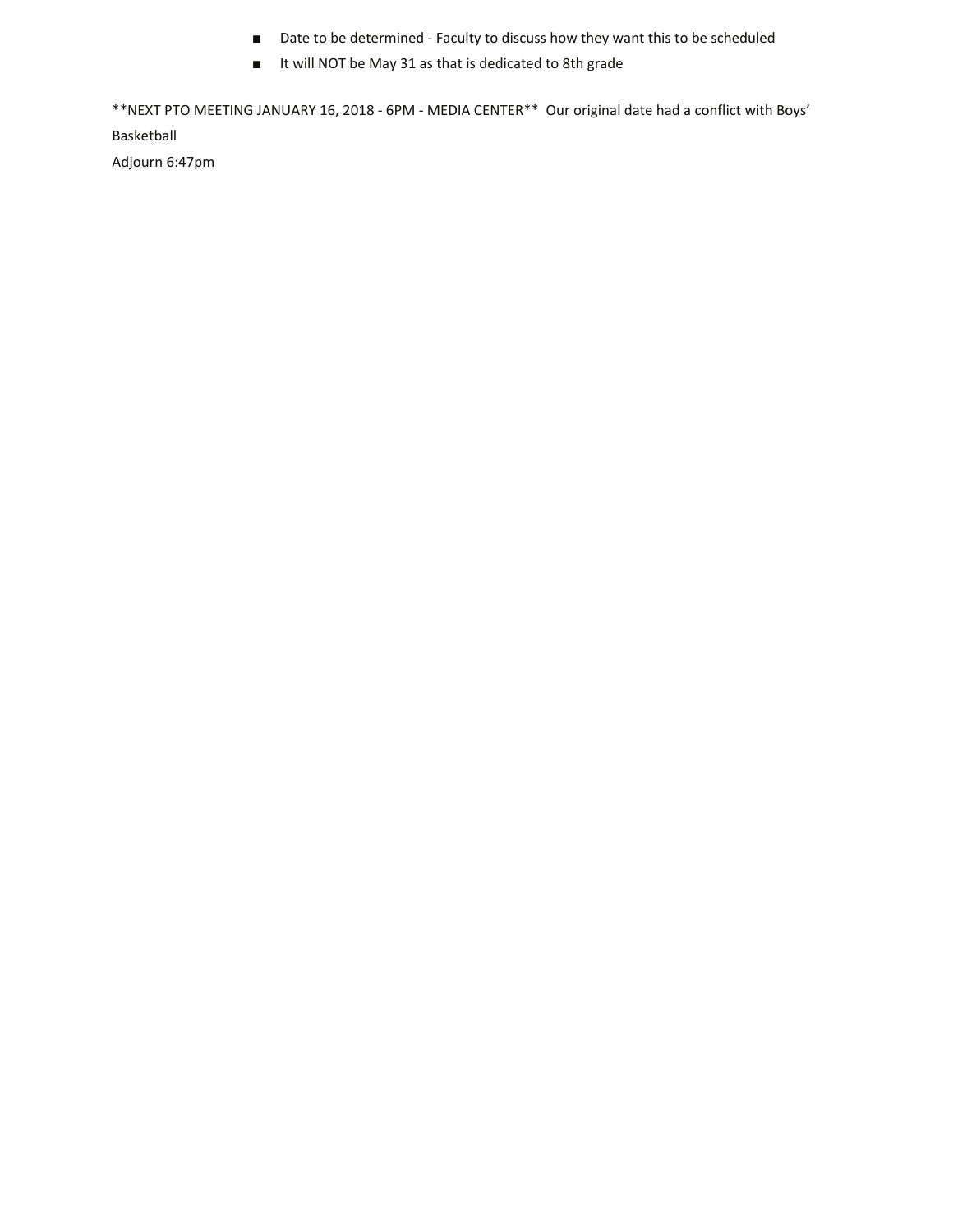- Date to be determined - Faculty to discuss how they want this to be scheduled
- It will NOT be May 31 as that is dedicated to 8th grade

**NEXT PTO MEETING JANUARY 16, 2018 - 6PM - MEDIA CENTER** Our original date had a conflict with Boys' Basketball

Adjourn 6:47pm